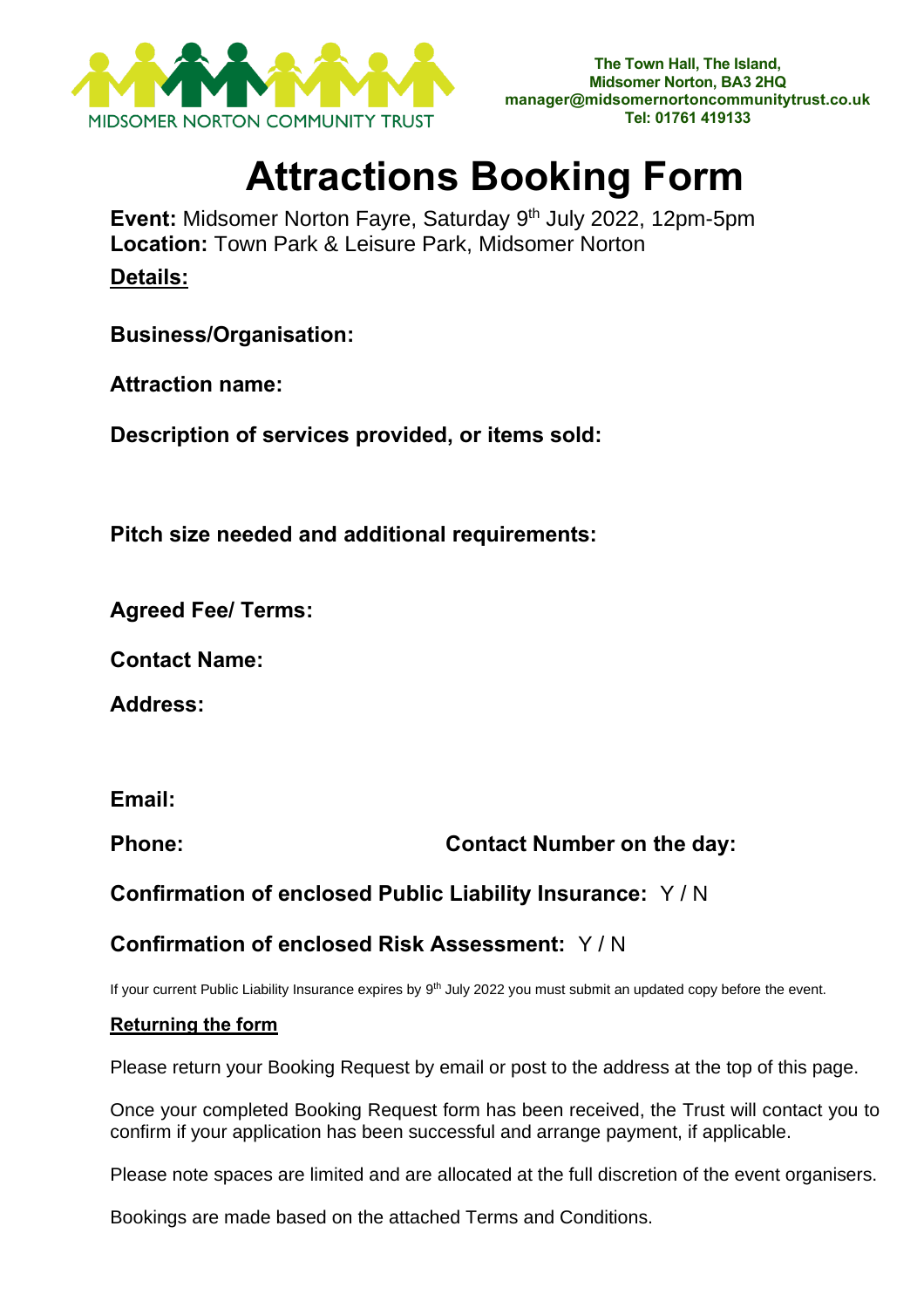MIDSOMER NORTON COMMUNITY TRUST

The Town Hall, The Island,
Midsomer Norton, BA3 2HQ
manager@midsomernortoncommunitytrust.co.uk
Tel: 01761 419133

# Attractions Booking Form

**Event:** Midsomer Norton Fayre, Saturday 9th July 2022, 12pm-5pm
**Location:** Town Park & Leisure Park, Midsomer Norton

**Details:**

**Business/Organisation:**

**Attraction name:**

**Description of services provided, or items sold:**

**Pitch size needed and additional requirements:**

**Agreed Fee/ Terms:**

**Contact Name:**

**Address:**

**Email:**

**Phone:** **Contact Number on the day:**

**Confirmation of enclosed Public Liability Insurance:** Y / N

**Confirmation of enclosed Risk Assessment:** Y / N

If your current Public Liability Insurance expires by 9th July 2022 you must submit an updated copy before the event.

**Returning the form**

Please return your Booking Request by email or post to the address at the top of this page.

Once your completed Booking Request form has been received, the Trust will contact you to confirm if your application has been successful and arrange payment, if applicable.

Please note spaces are limited and are allocated at the full discretion of the event organisers.

Bookings are made based on the attached Terms and Conditions.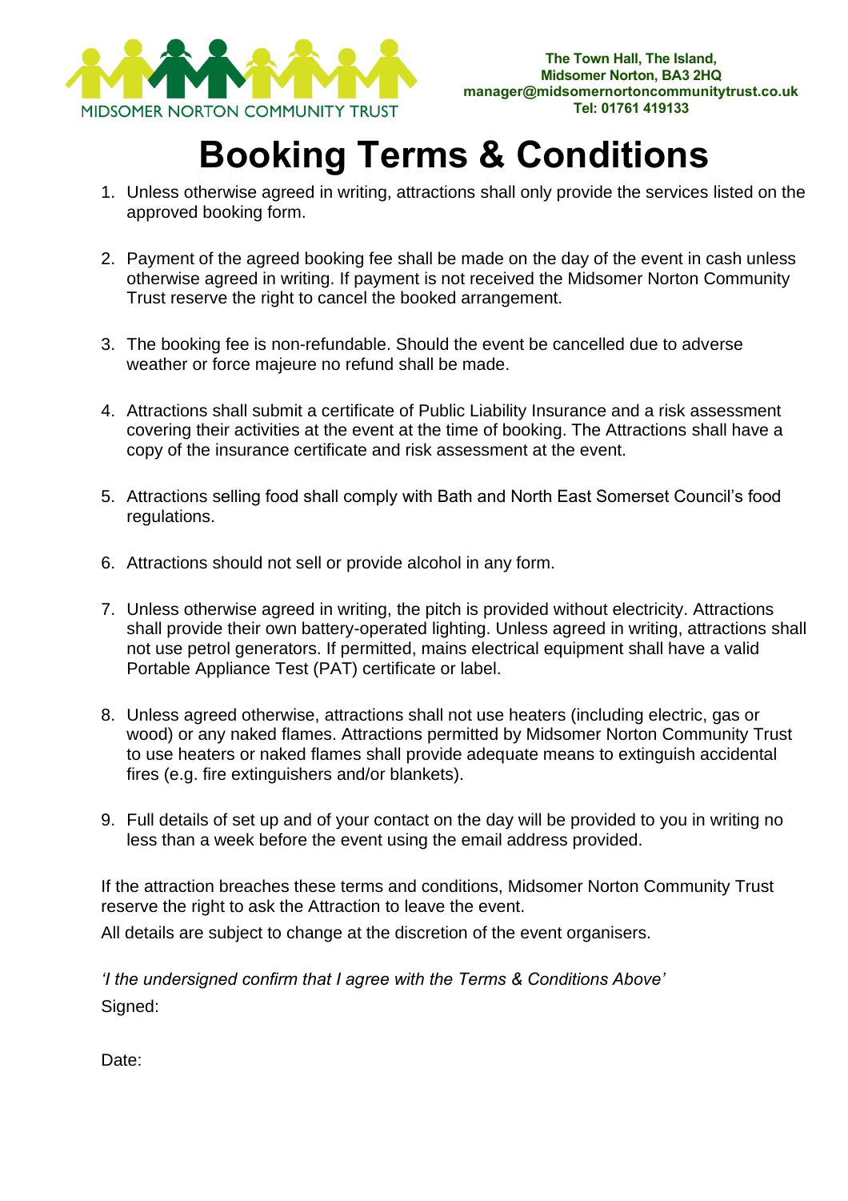MIDSOMER NORTON COMMUNITY TRUST

**The Town Hall, The Island,**
**Midsomer Norton, BA3 2HQ**
**manager@midsomernortoncommunitytrust.co.uk**
**Tel: 01761 419133**

# Booking Terms & Conditions

1. Unless otherwise agreed in writing, attractions shall only provide the services listed on the approved booking form.

2. Payment of the agreed booking fee shall be made on the day of the event in cash unless otherwise agreed in writing. If payment is not received the Midsomer Norton Community Trust reserve the right to cancel the booked arrangement.

3. The booking fee is non-refundable. Should the event be cancelled due to adverse weather or force majeure no refund shall be made.

4. Attractions shall submit a certificate of Public Liability Insurance and a risk assessment covering their activities at the event at the time of booking. The Attractions shall have a copy of the insurance certificate and risk assessment at the event.

5. Attractions selling food shall comply with Bath and North East Somerset Council's food regulations.

6. Attractions should not sell or provide alcohol in any form.

7. Unless otherwise agreed in writing, the pitch is provided without electricity. Attractions shall provide their own battery-operated lighting. Unless agreed in writing, attractions shall not use petrol generators. If permitted, mains electrical equipment shall have a valid Portable Appliance Test (PAT) certificate or label.

8. Unless agreed otherwise, attractions shall not use heaters (including electric, gas or wood) or any naked flames. Attractions permitted by Midsomer Norton Community Trust to use heaters or naked flames shall provide adequate means to extinguish accidental fires (e.g. fire extinguishers and/or blankets).

9. Full details of set up and of your contact on the day will be provided to you in writing no less than a week before the event using the email address provided.

If the attraction breaches these terms and conditions, Midsomer Norton Community Trust reserve the right to ask the Attraction to leave the event.

All details are subject to change at the discretion of the event organisers.

*'I the undersigned confirm that I agree with the Terms & Conditions Above'*

Signed:

Date: